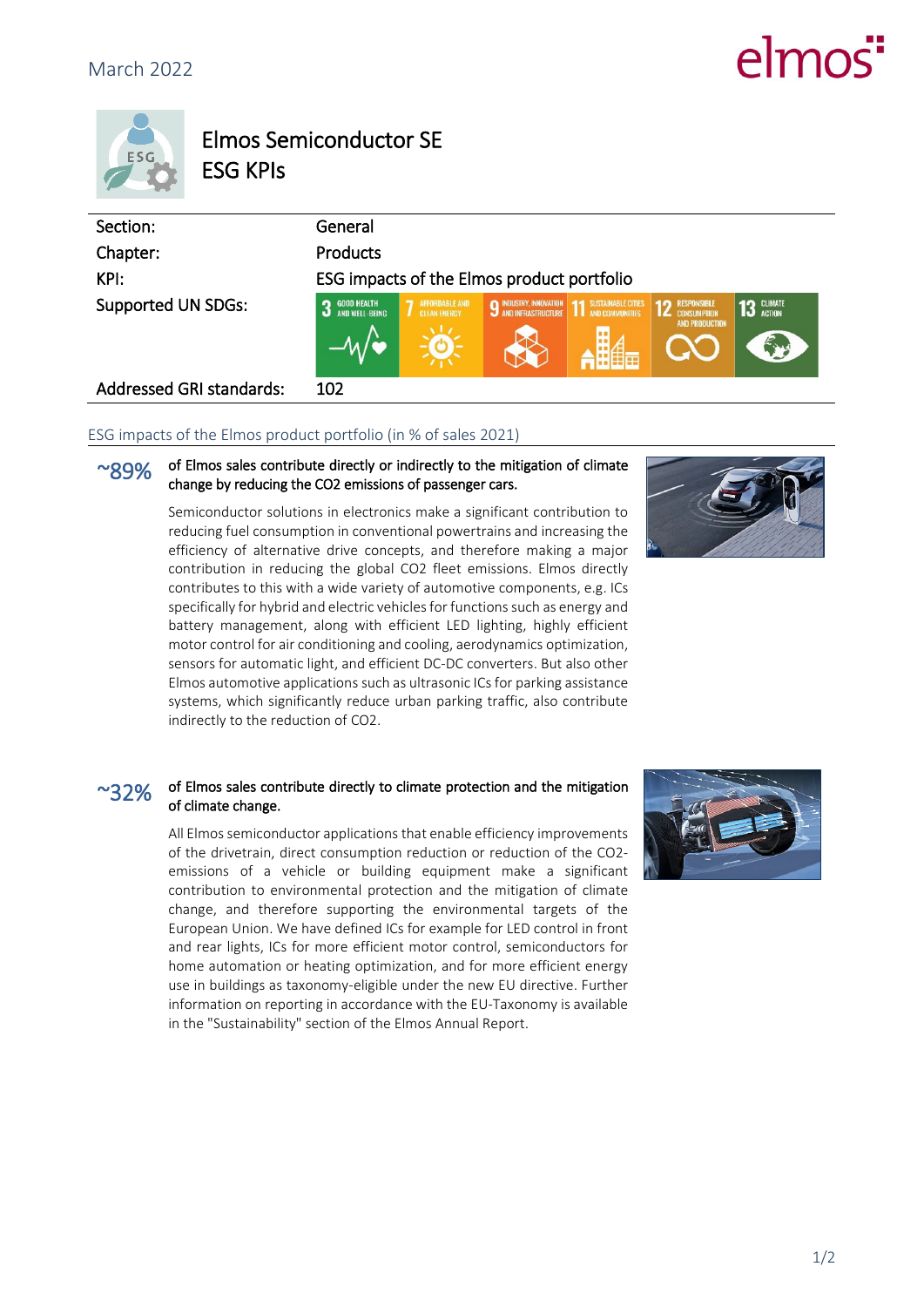March 2022

# Elmos Semiconductor SE
# ESG KPIs

| | |
|---|---|
| Section: | General |
| Chapter: | Products |
| KPI: | ESG impacts of the Elmos product portfolio |
| Supported UN SDGs: | 3 Good Health and Well-Being; 7 Affordable and Clean Energy; 9 Industry, Innovation and Infrastructure; 11 Sustainable Cities and Communities; 12 Responsible Consumption and Production; 13 Climate Action |
| Addressed GRI standards: | 102 |

## ESG impacts of the Elmos product portfolio (in % of sales 2021)

**~89%** **of Elmos sales contribute directly or indirectly to the mitigation of climate change by reducing the CO2 emissions of passenger cars.**

Semiconductor solutions in electronics make a significant contribution to reducing fuel consumption in conventional powertrains and increasing the efficiency of alternative drive concepts, and therefore making a major contribution in reducing the global CO2 fleet emissions. Elmos directly contributes to this with a wide variety of automotive components, e.g. ICs specifically for hybrid and electric vehicles for functions such as energy and battery management, along with efficient LED lighting, highly efficient motor control for air conditioning and cooling, aerodynamics optimization, sensors for automatic light, and efficient DC-DC converters. But also other Elmos automotive applications such as ultrasonic ICs for parking assistance systems, which significantly reduce urban parking traffic, also contribute indirectly to the reduction of CO2.

**~32%** **of Elmos sales contribute directly to climate protection and the mitigation of climate change.**

All Elmos semiconductor applications that enable efficiency improvements of the drivetrain, direct consumption reduction or reduction of the CO2-emissions of a vehicle or building equipment make a significant contribution to environmental protection and the mitigation of climate change, and therefore supporting the environmental targets of the European Union. We have defined ICs for example for LED control in front and rear lights, ICs for more efficient motor control, semiconductors for home automation or heating optimization, and for more efficient energy use in buildings as taxonomy-eligible under the new EU directive. Further information on reporting in accordance with the EU-Taxonomy is available in the "Sustainability" section of the Elmos Annual Report.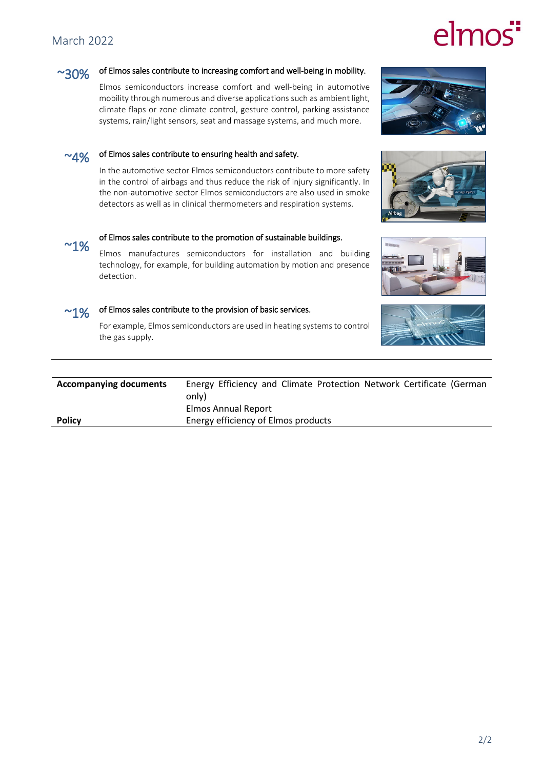**~30%** **of Elmos sales contribute to increasing comfort and well-being in mobility.**

Elmos semiconductors increase comfort and well-being in automotive mobility through numerous and diverse applications such as ambient light, climate flaps or zone climate control, gesture control, parking assistance systems, rain/light sensors, seat and massage systems, and much more.

**~4%** **of Elmos sales contribute to ensuring health and safety.**

In the automotive sector Elmos semiconductors contribute to more safety in the control of airbags and thus reduce the risk of injury significantly. In the non-automotive sector Elmos semiconductors are also used in smoke detectors as well as in clinical thermometers and respiration systems.

**~1%** **of Elmos sales contribute to the promotion of sustainable buildings.**

Elmos manufactures semiconductors for installation and building technology, for example, for building automation by motion and presence detection.

**~1%** **of Elmos sales contribute to the provision of basic services.**

For example, Elmos semiconductors are used in heating systems to control the gas supply.

---

| | |
|---|---|
| **Accompanying documents** | Energy Efficiency and Climate Protection Network Certificate (German only)<br>Elmos Annual Report |
| **Policy** | Energy efficiency of Elmos products |